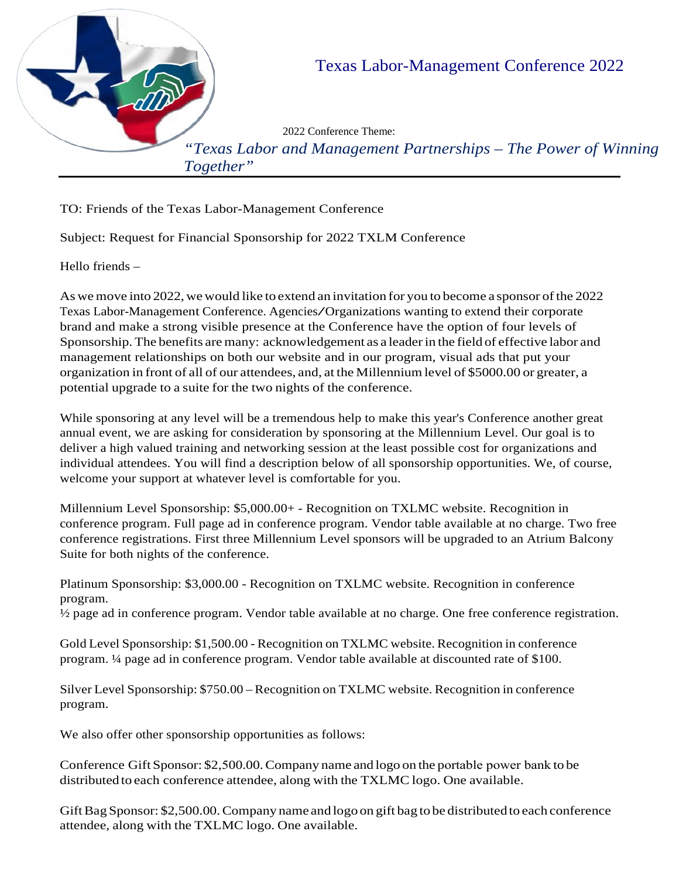# Texas Labor-Management Conference 2022

2022 Conference Theme:

*"Texas Labor and Management Partnerships – The Power of Winning Together"*

---

TO: Friends of the Texas Labor-Management Conference

Subject: Request for Financial Sponsorship for 2022 TXLM Conference

Hello friends –

As we move into 2022, we would like to extend an invitation for you to become a sponsor of the 2022 Texas Labor-Management Conference. Agencies/Organizations wanting to extend their corporate brand and make a strong visible presence at the Conference have the option of four levels of Sponsorship. The benefits are many: acknowledgement as a leader in the field of effective labor and management relationships on both our website and in our program, visual ads that put your organization in front of all of our attendees, and, at the Millennium level of $5000.00 or greater, a potential upgrade to a suite for the two nights of the conference.

While sponsoring at any level will be a tremendous help to make this year's Conference another great annual event, we are asking for consideration by sponsoring at the Millennium Level. Our goal is to deliver a high valued training and networking session at the least possible cost for organizations and individual attendees. You will find a description below of all sponsorship opportunities. We, of course, welcome your support at whatever level is comfortable for you.

Millennium Level Sponsorship: $5,000.00+ - Recognition on TXLMC website. Recognition in conference program. Full page ad in conference program. Vendor table available at no charge. Two free conference registrations. First three Millennium Level sponsors will be upgraded to an Atrium Balcony Suite for both nights of the conference.

Platinum Sponsorship: $3,000.00 - Recognition on TXLMC website. Recognition in conference program.
½ page ad in conference program. Vendor table available at no charge. One free conference registration.

Gold Level Sponsorship: $1,500.00 - Recognition on TXLMC website. Recognition in conference program. ¼ page ad in conference program. Vendor table available at discounted rate of $100.

Silver Level Sponsorship: $750.00 – Recognition on TXLMC website. Recognition in conference program.

We also offer other sponsorship opportunities as follows:

Conference Gift Sponsor: $2,500.00. Company name and logo on the portable power bank to be distributed to each conference attendee, along with the TXLMC logo. One available.

Gift Bag Sponsor: $2,500.00. Company name and logo on gift bag to be distributed to each conference attendee, along with the TXLMC logo. One available.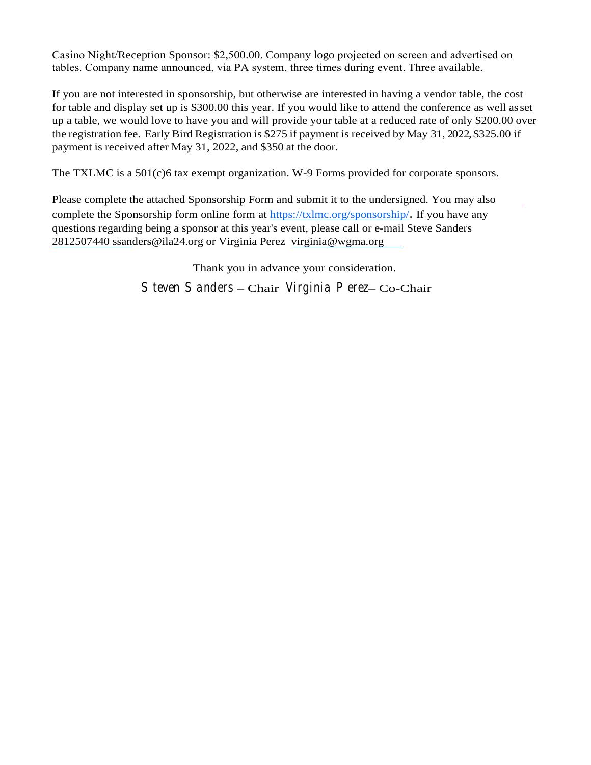Casino Night/Reception Sponsor: $2,500.00. Company logo projected on screen and advertised on tables. Company name announced, via PA system, three times during event. Three available.

If you are not interested in sponsorship, but otherwise are interested in having a vendor table, the cost for table and display set up is $300.00 this year. If you would like to attend the conference as well as set up a table, we would love to have you and will provide your table at a reduced rate of only $200.00 over the registration fee. Early Bird Registration is $275 if payment is received by May 31, 2022, $325.00 if payment is received after May 31, 2022, and $350 at the door.

The TXLMC is a 501(c)6 tax exempt organization. W-9 Forms provided for corporate sponsors.

Please complete the attached Sponsorship Form and submit it to the undersigned. You may also complete the Sponsorship form online form at https://txlmc.org/sponsorship/. If you have any questions regarding being a sponsor at this year's event, please call or e-mail Steve Sanders 2812507440 ssanders@ila24.org or Virginia Perez virginia@wgma.org

Thank you in advance your consideration.

Steven Sanders – Chair Virginia Perez – Co-Chair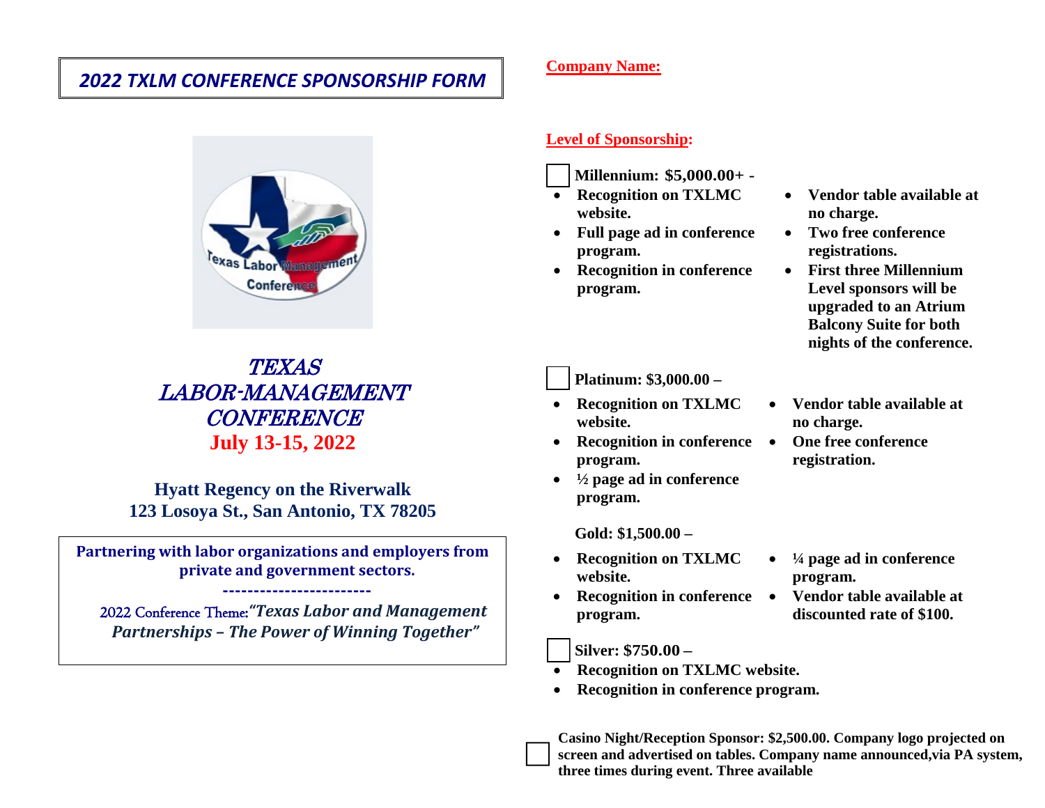# 2022 TXLM CONFERENCE SPONSORSHIP FORM

*TEXAS LABOR-MANAGEMENT CONFERENCE*

**July 13-15, 2022**

**Hyatt Regency on the Riverwalk**
**123 Losoya St., San Antonio, TX 78205**

**Partnering with labor organizations and employers from private and government sectors.**

**------------------------**

2022 Conference Theme: ***"Texas Labor and Management Partnerships – The Power of Winning Together"***

**Company Name:**

**Level of Sponsorship:**

☐ **Millennium: $5,000.00+ -**

- **Recognition on TXLMC website.**
- **Full page ad in conference program.**
- **Recognition in conference program.**
- **Vendor table available at no charge.**
- **Two free conference registrations.**
- **First three Millennium Level sponsors will be upgraded to an Atrium Balcony Suite for both nights of the conference.**

☐ **Platinum: $3,000.00 –**

- **Recognition on TXLMC website.**
- **Recognition in conference program.**
- **½ page ad in conference program.**
- **Vendor table available at no charge.**
- **One free conference registration.**

**Gold: $1,500.00 –**

- **Recognition on TXLMC website.**
- **Recognition in conference program.**
- **¼ page ad in conference program.**
- **Vendor table available at discounted rate of $100.**

☐ **Silver: $750.00 –**

- **Recognition on TXLMC website.**
- **Recognition in conference program.**

☐ **Casino Night/Reception Sponsor: $2,500.00. Company logo projected on screen and advertised on tables. Company name announced,via PA system, three times during event. Three available**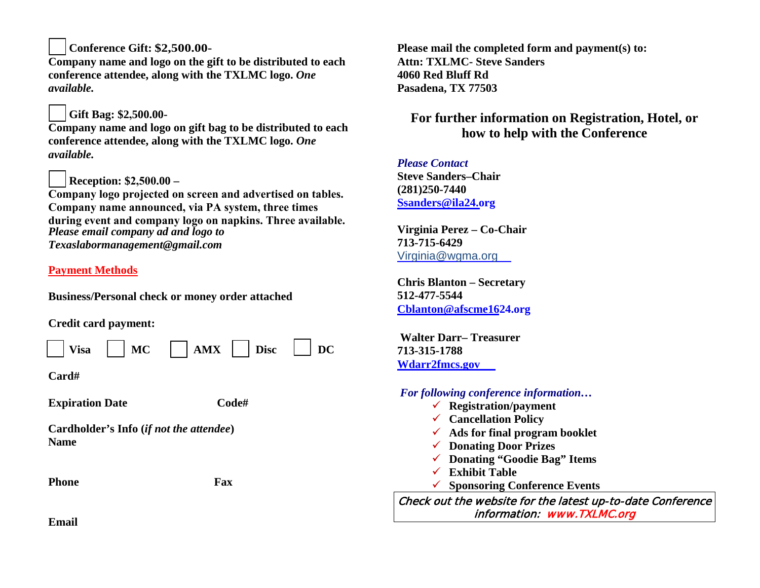☐ **Conference Gift: $2,500.00-**
**Company name and logo on the gift to be distributed to each conference attendee, along with the TXLMC logo.** ***One available.***

☐ **Gift Bag: $2,500.00-**
**Company name and logo on gift bag to be distributed to each conference attendee, along with the TXLMC logo.** ***One available.***

☐ **Reception: $2,500.00 –**
**Company logo projected on screen and advertised on tables. Company name announced, via PA system, three times during event and company logo on napkins. Three available.**
***Please email company ad and logo to Texaslabormanagement@gmail.com***

**Payment Methods**

**Business/Personal check or money order attached**

**Credit card payment:**

☐ **Visa** ☐ **MC** ☐ **AMX** ☐ **Disc** ☐ **DC**

**Card#**

**Expiration Date** **Code#**

**Cardholder's Info (*if not the attendee*)**
**Name**

**Phone** **Fax**

**Email**

**Please mail the completed form and payment(s) to:**
**Attn: TXLMC- Steve Sanders**
**4060 Red Bluff Rd**
**Pasadena, TX 77503**

## For further information on Registration, Hotel, or how to help with the Conference

*Please Contact*

**Steve Sanders–Chair**
**(281)250-7440**
**Ssanders@ila24.org**

**Virginia Perez – Co-Chair**
**713-715-6429**
Virginia@wgma.org

**Chris Blanton – Secretary**
**512-477-5544**
**Cblanton@afscme1624.org**

**Walter Darr– Treasurer**
**713-315-1788**
**Wdarr2fmcs.gov**

*For following conference information…*

- ✓ **Registration/payment**
- ✓ **Cancellation Policy**
- ✓ **Ads for final program booklet**
- ✓ **Donating Door Prizes**
- ✓ **Donating "Goodie Bag" Items**
- ✓ **Exhibit Table**
- ✓ **Sponsoring Conference Events**

*Check out the website for the latest up-to-date Conference information: www.TXLMC.org*